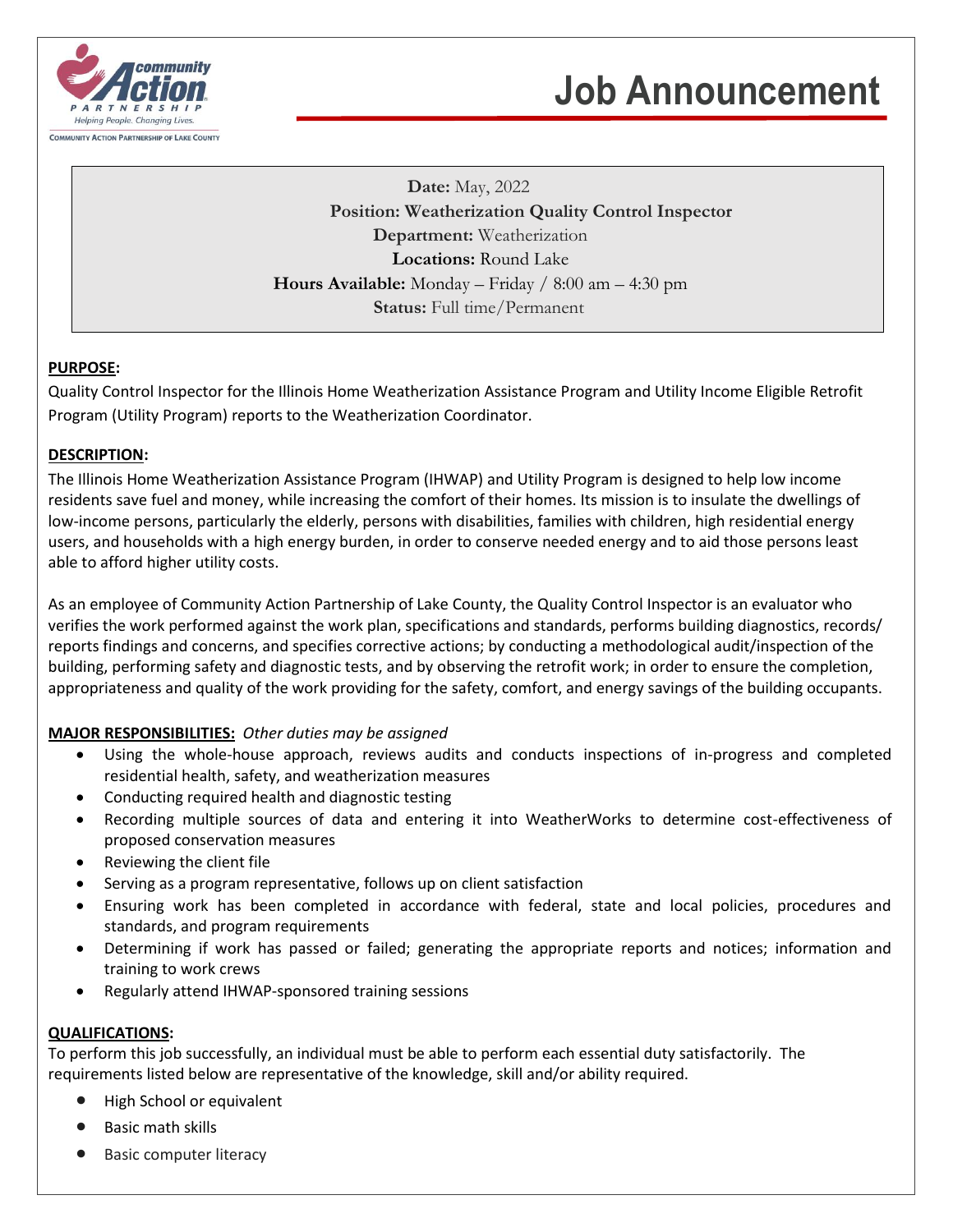Community Action Partnership

Helping People. Changing Lives.

COMMUNITY ACTION PARTNERSHIP OF LAKE COUNTY

# Job Announcement

**Date:** May, 2022
**Position: Weatherization Quality Control Inspector**
**Department:** Weatherization
**Locations:** Round Lake
**Hours Available:** Monday – Friday / 8:00 am – 4:30 pm
**Status:** Full time/Permanent

## PURPOSE:

Quality Control Inspector for the Illinois Home Weatherization Assistance Program and Utility Income Eligible Retrofit Program (Utility Program) reports to the Weatherization Coordinator.

## DESCRIPTION:

The Illinois Home Weatherization Assistance Program (IHWAP) and Utility Program is designed to help low income residents save fuel and money, while increasing the comfort of their homes. Its mission is to insulate the dwellings of low-income persons, particularly the elderly, persons with disabilities, families with children, high residential energy users, and households with a high energy burden, in order to conserve needed energy and to aid those persons least able to afford higher utility costs.

As an employee of Community Action Partnership of Lake County, the Quality Control Inspector is an evaluator who verifies the work performed against the work plan, specifications and standards, performs building diagnostics, records/ reports findings and concerns, and specifies corrective actions; by conducting a methodological audit/inspection of the building, performing safety and diagnostic tests, and by observing the retrofit work; in order to ensure the completion, appropriateness and quality of the work providing for the safety, comfort, and energy savings of the building occupants.

## MAJOR RESPONSIBILITIES: *Other duties may be assigned*

- Using the whole-house approach, reviews audits and conducts inspections of in-progress and completed residential health, safety, and weatherization measures
- Conducting required health and diagnostic testing
- Recording multiple sources of data and entering it into WeatherWorks to determine cost-effectiveness of proposed conservation measures
- Reviewing the client file
- Serving as a program representative, follows up on client satisfaction
- Ensuring work has been completed in accordance with federal, state and local policies, procedures and standards, and program requirements
- Determining if work has passed or failed; generating the appropriate reports and notices; information and training to work crews
- Regularly attend IHWAP-sponsored training sessions

## QUALIFICATIONS:

To perform this job successfully, an individual must be able to perform each essential duty satisfactorily. The requirements listed below are representative of the knowledge, skill and/or ability required.

- High School or equivalent
- Basic math skills
- Basic computer literacy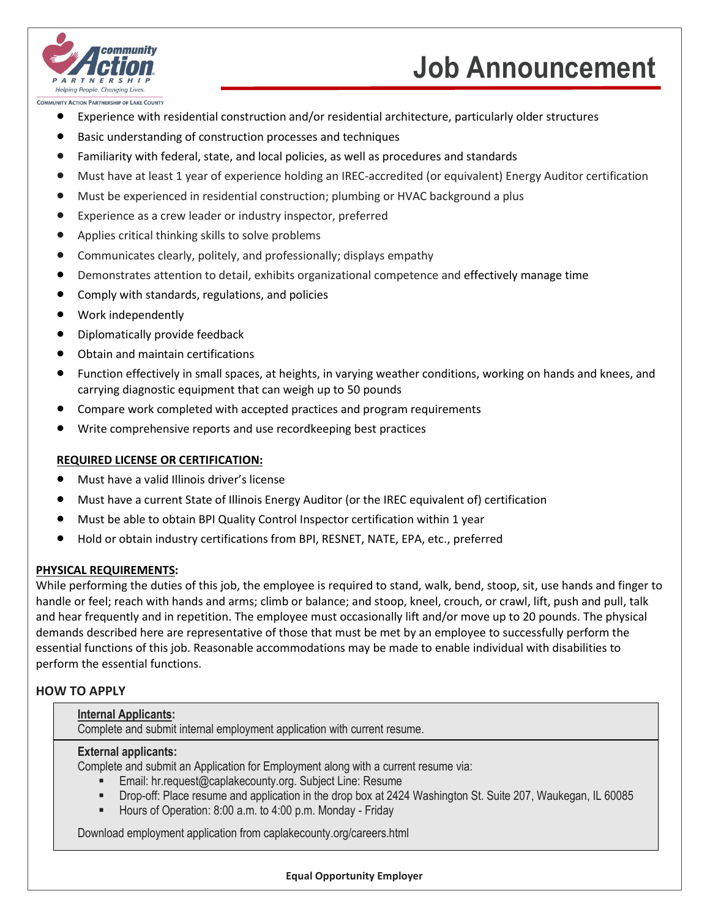- Experience with residential construction and/or residential architecture, particularly older structures
- Basic understanding of construction processes and techniques
- Familiarity with federal, state, and local policies, as well as procedures and standards
- Must have at least 1 year of experience holding an IREC-accredited (or equivalent) Energy Auditor certification
- Must be experienced in residential construction; plumbing or HVAC background a plus
- Experience as a crew leader or industry inspector, preferred
- Applies critical thinking skills to solve problems
- Communicates clearly, politely, and professionally; displays empathy
- Demonstrates attention to detail, exhibits organizational competence and effectively manage time
- Comply with standards, regulations, and policies
- Work independently
- Diplomatically provide feedback
- Obtain and maintain certifications
- Function effectively in small spaces, at heights, in varying weather conditions, working on hands and knees, and carrying diagnostic equipment that can weigh up to 50 pounds
- Compare work completed with accepted practices and program requirements
- Write comprehensive reports and use recordkeeping best practices

**REQUIRED LICENSE OR CERTIFICATION:**

- Must have a valid Illinois driver's license
- Must have a current State of Illinois Energy Auditor (or the IREC equivalent of) certification
- Must be able to obtain BPI Quality Control Inspector certification within 1 year
- Hold or obtain industry certifications from BPI, RESNET, NATE, EPA, etc., preferred

**PHYSICAL REQUIREMENTS:**

While performing the duties of this job, the employee is required to stand, walk, bend, stoop, sit, use hands and finger to handle or feel; reach with hands and arms; climb or balance; and stoop, kneel, crouch, or crawl, lift, push and pull, talk and hear frequently and in repetition. The employee must occasionally lift and/or move up to 20 pounds. The physical demands described here are representative of those that must be met by an employee to successfully perform the essential functions of this job. Reasonable accommodations may be made to enable individual with disabilities to perform the essential functions.

## HOW TO APPLY

**Internal Applicants:**

Complete and submit internal employment application with current resume.

**External applicants:**

Complete and submit an Application for Employment along with a current resume via:

- Email: hr.request@caplakecounty.org. Subject Line: Resume
- Drop-off: Place resume and application in the drop box at 2424 Washington St. Suite 207, Waukegan, IL 60085
- Hours of Operation: 8:00 a.m. to 4:00 p.m. Monday - Friday

Download employment application from caplakecounty.org/careers.html

**Equal Opportunity Employer**